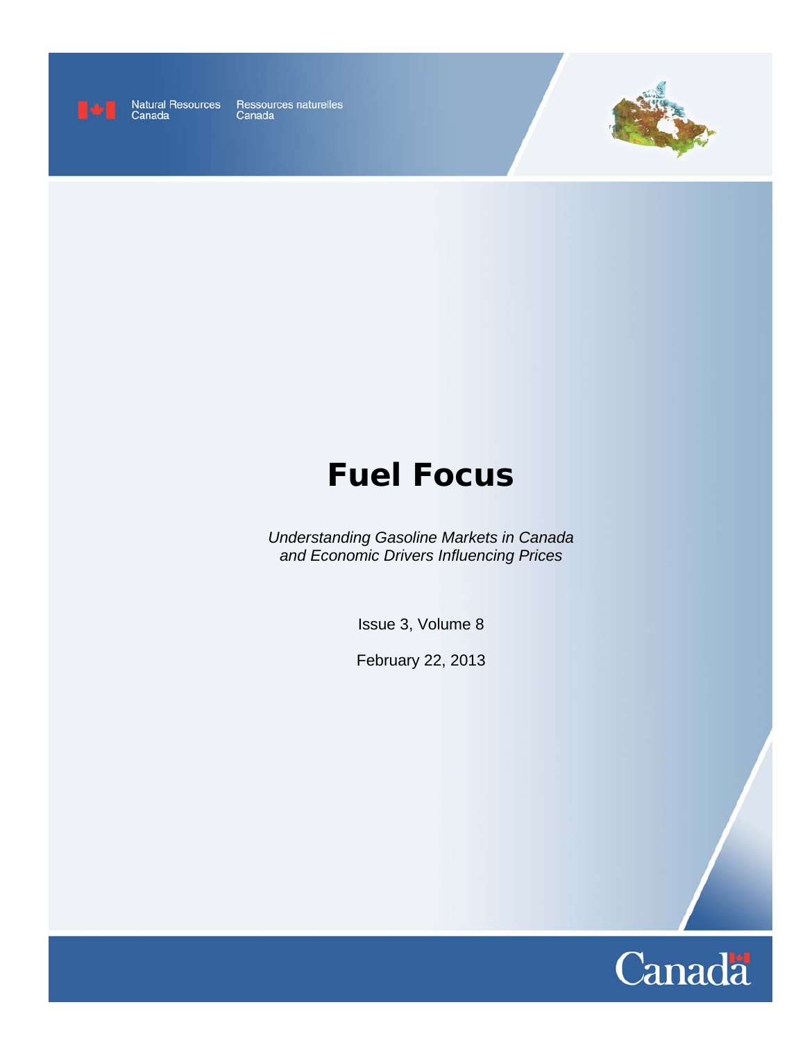Natural Resources Canada Ressources naturelles Canada

# Fuel Focus

*Understanding Gasoline Markets in Canada and Economic Drivers Influencing Prices*

Issue 3, Volume 8

February 22, 2013

Canada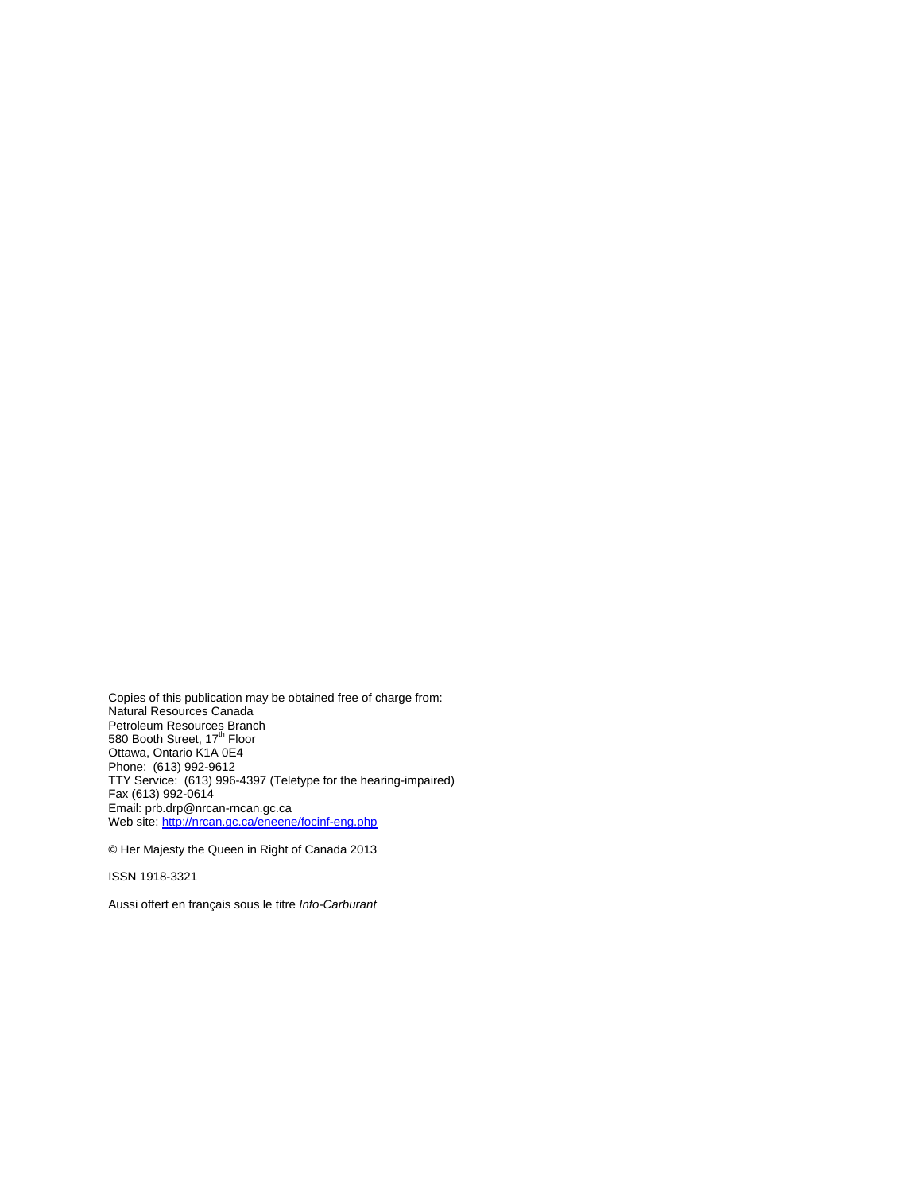Copies of this publication may be obtained free of charge from:
Natural Resources Canada
Petroleum Resources Branch
580 Booth Street, 17th Floor
Ottawa, Ontario K1A 0E4
Phone: (613) 992-9612
TTY Service: (613) 996-4397 (Teletype for the hearing-impaired)
Fax (613) 992-0614
Email: prb.drp@nrcan-rncan.gc.ca
Web site: http://nrcan.gc.ca/eneene/focinf-eng.php

© Her Majesty the Queen in Right of Canada 2013

ISSN 1918-3321

Aussi offert en français sous le titre *Info-Carburant*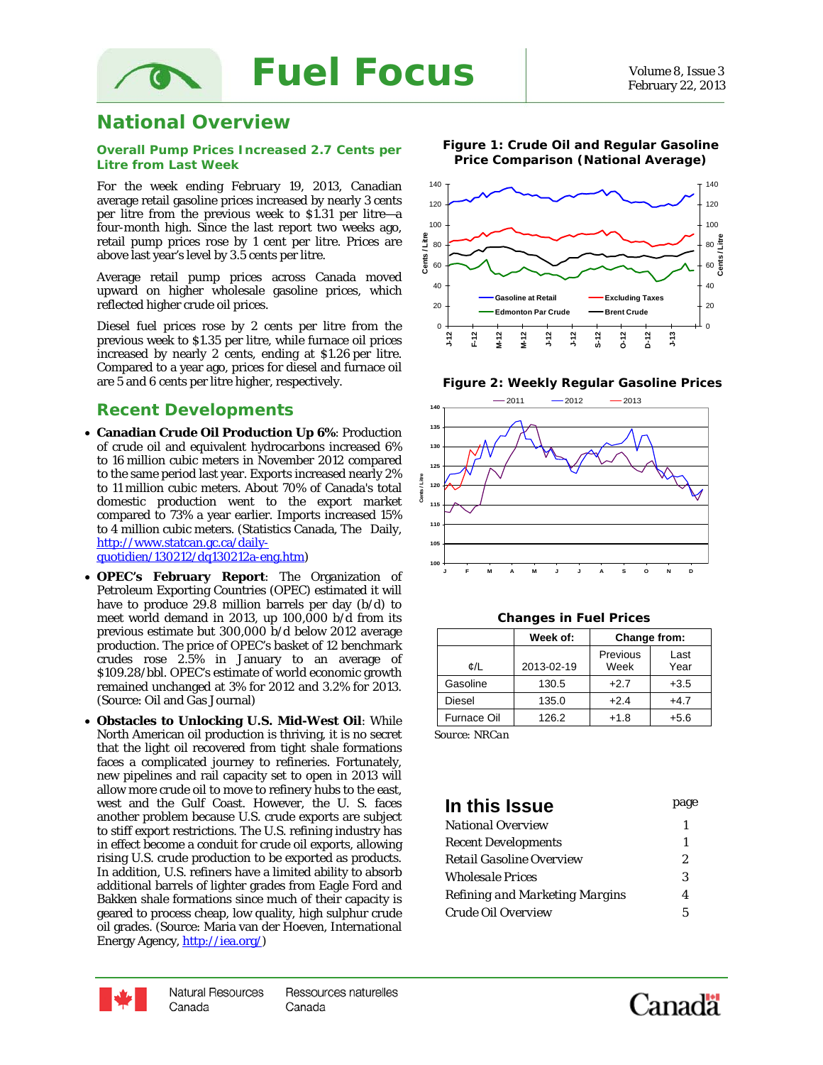# Fuel Focus

Volume 8, Issue 3
February 22, 2013

## National Overview

### Overall Pump Prices Increased 2.7 Cents per Litre from Last Week

For the week ending February 19, 2013, Canadian average retail gasoline prices increased by nearly 3 cents per litre from the previous week to $1.31 per litre—a four-month high. Since the last report two weeks ago, retail pump prices rose by 1 cent per litre. Prices are above last year's level by 3.5 cents per litre.

Average retail pump prices across Canada moved upward on higher wholesale gasoline prices, which reflected higher crude oil prices.

Diesel fuel prices rose by 2 cents per litre from the previous week to $1.35 per litre, while furnace oil prices increased by nearly 2 cents, ending at $1.26 per litre. Compared to a year ago, prices for diesel and furnace oil are 5 and 6 cents per litre higher, respectively.

**Figure 1: Crude Oil and Regular Gasoline Price Comparison (National Average)**

**Figure 2: Weekly Regular Gasoline Prices**

**Changes in Fuel Prices**

| ¢/L | Week of: 2013-02-19 | Change from: Previous Week | Last Year |
|---|---|---|---|
| Gasoline | 130.5 | +2.7 | +3.5 |
| Diesel | 135.0 | +2.4 | +4.7 |
| Furnace Oil | 126.2 | +1.8 | +5.6 |

Source: NRCan

## Recent Developments

- **Canadian Crude Oil Production Up 6%**: Production of crude oil and equivalent hydrocarbons increased 6% to 16 million cubic meters in November 2012 compared to the same period last year. Exports increased nearly 2% to 11 million cubic meters. About 70% of Canada's total domestic production went to the export market compared to 73% a year earlier. Imports increased 15% to 4 million cubic meters. (Statistics Canada, The Daily, http://www.statcan.gc.ca/daily-quotidien/130212/dq130212a-eng.htm)
- **OPEC's February Report**: The Organization of Petroleum Exporting Countries (OPEC) estimated it will have to produce 29.8 million barrels per day (b/d) to meet world demand in 2013, up 100,000 b/d from its previous estimate but 300,000 b/d below 2012 average production. The price of OPEC's basket of 12 benchmark crudes rose 2.5% in January to an average of $109.28/bbl. OPEC's estimate of world economic growth remained unchanged at 3% for 2012 and 3.2% for 2013. (Source: Oil and Gas Journal)
- **Obstacles to Unlocking U.S. Mid-West Oil**: While North American oil production is thriving, it is no secret that the light oil recovered from tight shale formations faces a complicated journey to refineries. Fortunately, new pipelines and rail capacity set to open in 2013 will allow more crude oil to move to refinery hubs to the east, west and the Gulf Coast. However, the U. S. faces another problem because U.S. crude exports are subject to stiff export restrictions. The U.S. refining industry has in effect become a conduit for crude oil exports, allowing rising U.S. crude production to be exported as products. In addition, U.S. refiners have a limited ability to absorb additional barrels of lighter grades from Eagle Ford and Bakken shale formations since much of their capacity is geared to process cheap, low quality, high sulphur crude oil grades. (Source: Maria van der Hoeven, International Energy Agency, http://iea.org/)

## In this Issue

| | page |
|---|---|
| National Overview | 1 |
| Recent Developments | 1 |
| Retail Gasoline Overview | 2 |
| Wholesale Prices | 3 |
| Refining and Marketing Margins | 4 |
| Crude Oil Overview | 5 |

Natural Resources Canada / Ressources naturelles Canada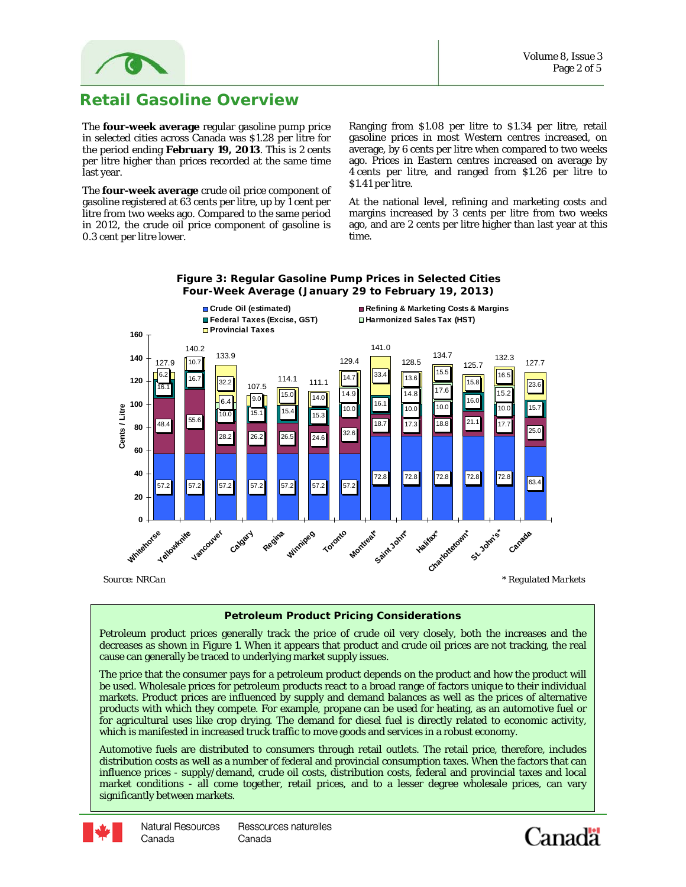# Retail Gasoline Overview

The **four-week average** regular gasoline pump price in selected cities across Canada was $1.28 per litre for the period ending **February 19, 2013**. This is 2 cents per litre higher than prices recorded at the same time last year.

The **four-week average** crude oil price component of gasoline registered at 63 cents per litre, up by 1 cent per litre from two weeks ago. Compared to the same period in 2012, the crude oil price component of gasoline is 0.3 cent per litre lower.

Ranging from $1.08 per litre to $1.34 per litre, retail gasoline prices in most Western centres increased, on average, by 6 cents per litre when compared to two weeks ago. Prices in Eastern centres increased on average by 4 cents per litre, and ranged from $1.26 per litre to $1.41 per litre.

At the national level, refining and marketing costs and margins increased by 3 cents per litre from two weeks ago, and are 2 cents per litre higher than last year at this time.

**Figure 3: Regular Gasoline Pump Prices in Selected Cities**
**Four-Week Average (January 29 to February 19, 2013)**

Cents / Litre

| City | Crude Oil (estimated) | Refining & Marketing Costs & Margins | Federal Taxes (Excise, GST) | Harmonized Sales Tax (HST) | Provincial Taxes | Total |
|---|---|---|---|---|---|---|
| Whitehorse | 57.2 | 48.4 | 16.1 | | 6.2 | 127.9 |
| Yellowknife | 57.2 | 55.6 | 16.7 | | 10.7 | 140.2 |
| Vancouver | 57.2 | 28.2 | 10.0 | 6.4 | 32.2 | 133.9 |
| Calgary | 57.2 | 26.2 | 15.1 | | 9.0 | 107.5 |
| Regina | 57.2 | 26.5 | 15.4 | | 15.0 | 114.1 |
| Winnipeg | 57.2 | 24.6 | 15.3 | | 14.0 | 111.1 |
| Toronto | 57.2 | 32.6 | 10.0 | 14.9 | 14.7 | 129.4 |
| Montreal* | 72.8 | 18.7 | 16.1 | | 33.4 | 141.0 |
| Saint John* | 72.8 | 17.3 | 10.0 | 14.8 | 13.6 | 128.5 |
| Halifax* | 72.8 | 18.8 | 10.0 | 17.6 | 15.5 | 134.7 |
| Charlottetown* | 72.8 | 21.1 | 16.0 | | 15.8 | 125.7 |
| St. John's* | 72.8 | 17.7 | 10.0 | 15.2 | 16.5 | 132.3 |
| Canada | 63.4 | 25.0 | 15.7 | | 23.6 | 127.7 |

*Source: NRCan* | *\* Regulated Markets*

### Petroleum Product Pricing Considerations

Petroleum product prices generally track the price of crude oil very closely, both the increases and the decreases as shown in Figure 1. When it appears that product and crude oil prices are not tracking, the real cause can generally be traced to underlying market supply issues.

The price that the consumer pays for a petroleum product depends on the product and how the product will be used. Wholesale prices for petroleum products react to a broad range of factors unique to their individual markets. Product prices are influenced by supply and demand balances as well as the prices of alternative products with which they compete. For example, propane can be used for heating, as an automotive fuel or for agricultural uses like crop drying. The demand for diesel fuel is directly related to economic activity, which is manifested in increased truck traffic to move goods and services in a robust economy.

Automotive fuels are distributed to consumers through retail outlets. The retail price, therefore, includes distribution costs as well as a number of federal and provincial consumption taxes. When the factors that can influence prices - supply/demand, crude oil costs, distribution costs, federal and provincial taxes and local market conditions - all come together, retail prices, and to a lesser degree wholesale prices, can vary significantly between markets.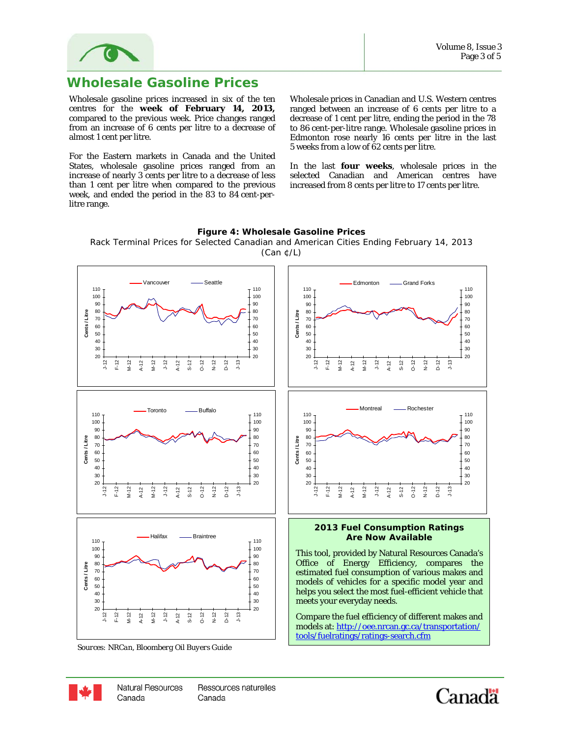## Wholesale Gasoline Prices

Wholesale gasoline prices increased in six of the ten centres for the **week of February 14, 2013,** compared to the previous week. Price changes ranged from an increase of 6 cents per litre to a decrease of almost 1 cent per litre.

For the Eastern markets in Canada and the United States, wholesale gasoline prices ranged from an increase of nearly 3 cents per litre to a decrease of less than 1 cent per litre when compared to the previous week, and ended the period in the 83 to 84 cent-per-litre range.

Wholesale prices in Canadian and U.S. Western centres ranged between an increase of 6 cents per litre to a decrease of 1 cent per litre, ending the period in the 78 to 86 cent-per-litre range. Wholesale gasoline prices in Edmonton rose nearly 16 cents per litre in the last 5 weeks from a low of 62 cents per litre.

In the last **four weeks**, wholesale prices in the selected Canadian and American centres have increased from 8 cents per litre to 17 cents per litre.

**Figure 4: Wholesale Gasoline Prices**

Rack Terminal Prices for Selected Canadian and American Cities Ending February 14, 2013 (Can ¢/L)

*Sources: NRCan, Bloomberg Oil Buyers Guide*

### 2013 Fuel Consumption Ratings Are Now Available

This tool, provided by Natural Resources Canada's Office of Energy Efficiency, compares the estimated fuel consumption of various makes and models of vehicles for a specific model year and helps you select the most fuel-efficient vehicle that meets your everyday needs.

Compare the fuel efficiency of different makes and models at: http://oee.nrcan.gc.ca/transportation/tools/fuelratings/ratings-search.cfm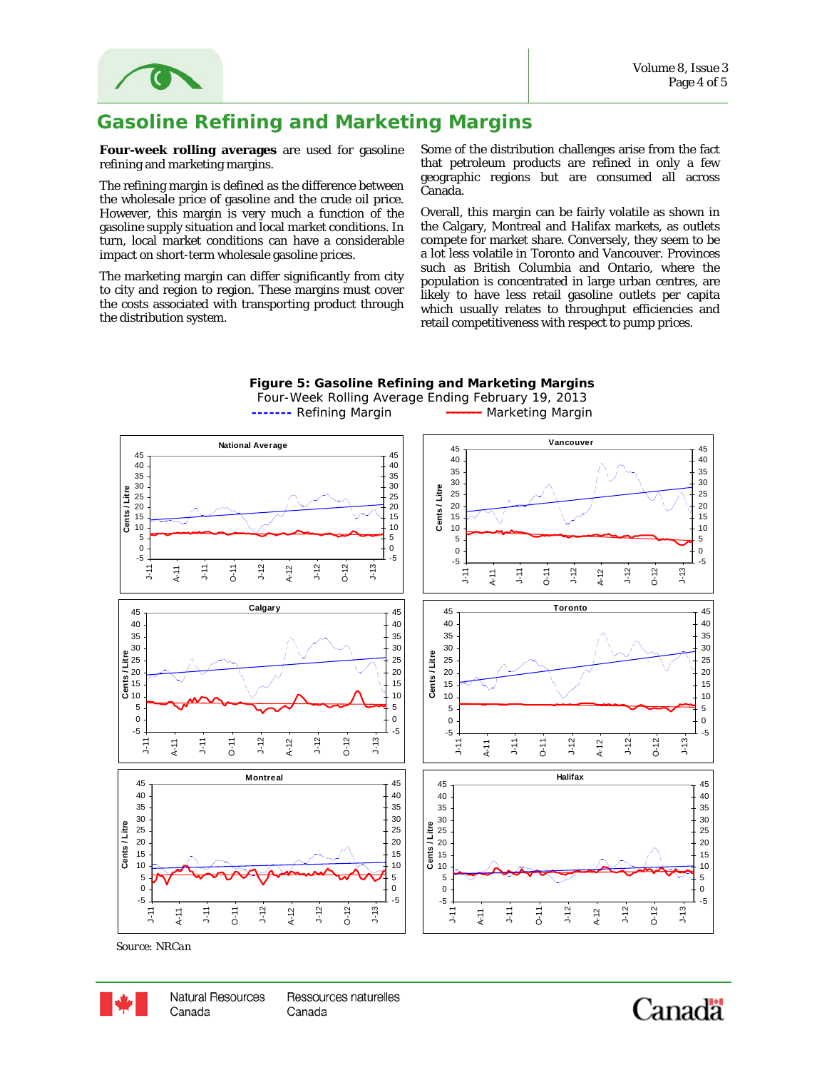## Gasoline Refining and Marketing Margins

**Four-week rolling averages** are used for gasoline refining and marketing margins.

The refining margin is defined as the difference between the wholesale price of gasoline and the crude oil price. However, this margin is very much a function of the gasoline supply situation and local market conditions. In turn, local market conditions can have a considerable impact on short-term wholesale gasoline prices.

The marketing margin can differ significantly from city to city and region to region. These margins must cover the costs associated with transporting product through the distribution system.

Some of the distribution challenges arise from the fact that petroleum products are refined in only a few geographic regions but are consumed all across Canada.

Overall, this margin can be fairly volatile as shown in the Calgary, Montreal and Halifax markets, as outlets compete for market share. Conversely, they seem to be a lot less volatile in Toronto and Vancouver. Provinces such as British Columbia and Ontario, where the population is concentrated in large urban centres, are likely to have less retail gasoline outlets per capita which usually relates to throughput efficiencies and retail competitiveness with respect to pump prices.

**Figure 5: Gasoline Refining and Marketing Margins**

Four-Week Rolling Average Ending February 19, 2013

------- Refining Margin ------ Marketing Margin

*Source: NRCan*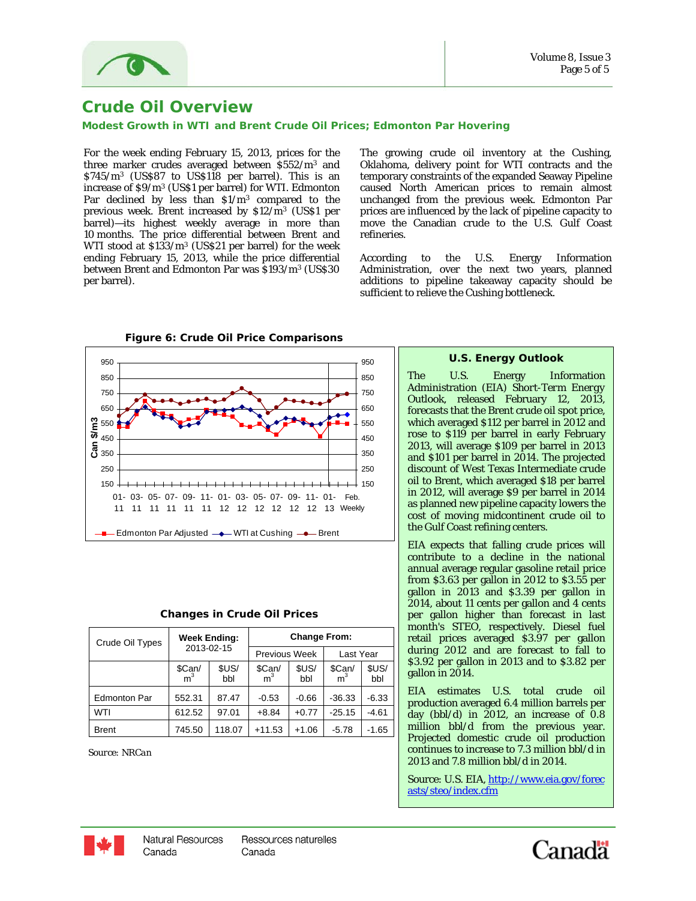# Crude Oil Overview

### Modest Growth in WTI and Brent Crude Oil Prices; Edmonton Par Hovering

For the week ending February 15, 2013, prices for the three marker crudes averaged between $552/m$^3$ and $745/m$^3$ (US$87 to US$118 per barrel). This is an increase of $9/m$^3$ (US$1 per barrel) for WTI. Edmonton Par declined by less than $1/m$^3$ compared to the previous week. Brent increased by $12/m$^3$ (US$1 per barrel)—its highest weekly average in more than 10 months. The price differential between Brent and WTI stood at $133/m$^3$ (US$21 per barrel) for the week ending February 15, 2013, while the price differential between Brent and Edmonton Par was $193/m$^3$ (US$30 per barrel).

The growing crude oil inventory at the Cushing, Oklahoma, delivery point for WTI contracts and the temporary constraints of the expanded Seaway Pipeline caused North American prices to remain almost unchanged from the previous week. Edmonton Par prices are influenced by the lack of pipeline capacity to move the Canadian crude to the U.S. Gulf Coast refineries.

According to the U.S. Energy Information Administration, over the next two years, planned additions to pipeline takeaway capacity should be sufficient to relieve the Cushing bottleneck.

**Figure 6: Crude Oil Price Comparisons**

Can $/m3

950
850
750
650
550
450
350
250
150

01-11 03-11 05-11 07-11 09-11 11-11 01-12 03-12 05-12 07-12 09-12 11-12 01-13 Feb. Weekly

Edmonton Par Adjusted — WTI at Cushing — Brent

**Changes in Crude Oil Prices**

| Crude Oil Types | Week Ending: 2013-02-15 | | Change From: | | | |
|---|---|---|---|---|---|---|
| | | | Previous Week | | Last Year | |
| | $Can/m$^3$ | $US/bbl | $Can/m$^3$ | $US/bbl | $Can/m$^3$ | $US/bbl |
| Edmonton Par | 552.31 | 87.47 | -0.53 | -0.66 | -36.33 | -6.33 |
| WTI | 612.52 | 97.01 | +8.84 | +0.77 | -25.15 | -4.61 |
| Brent | 745.50 | 118.07 | +11.53 | +1.06 | -5.78 | -1.65 |

Source: NRCan

### U.S. Energy Outlook

The U.S. Energy Information Administration (EIA) Short-Term Energy Outlook, released February 12, 2013, forecasts that the Brent crude oil spot price, which averaged $112 per barrel in 2012 and rose to $119 per barrel in early February 2013, will average $109 per barrel in 2013 and $101 per barrel in 2014. The projected discount of West Texas Intermediate crude oil to Brent, which averaged $18 per barrel in 2012, will average $9 per barrel in 2014 as planned new pipeline capacity lowers the cost of moving midcontinent crude oil to the Gulf Coast refining centers.

EIA expects that falling crude prices will contribute to a decline in the national annual average regular gasoline retail price from $3.63 per gallon in 2012 to $3.55 per gallon in 2013 and $3.39 per gallon in 2014, about 11 cents per gallon and 4 cents per gallon higher than forecast in last month's STEO, respectively. Diesel fuel retail prices averaged $3.97 per gallon during 2012 and are forecast to fall to $3.92 per gallon in 2013 and to $3.82 per gallon in 2014.

EIA estimates U.S. total crude oil production averaged 6.4 million barrels per day (bbl/d) in 2012, an increase of 0.8 million bbl/d from the previous year. Projected domestic crude oil production continues to increase to 7.3 million bbl/d in 2013 and 7.8 million bbl/d in 2014.

Source: U.S. EIA, http://www.eia.gov/forecasts/steo/index.cfm